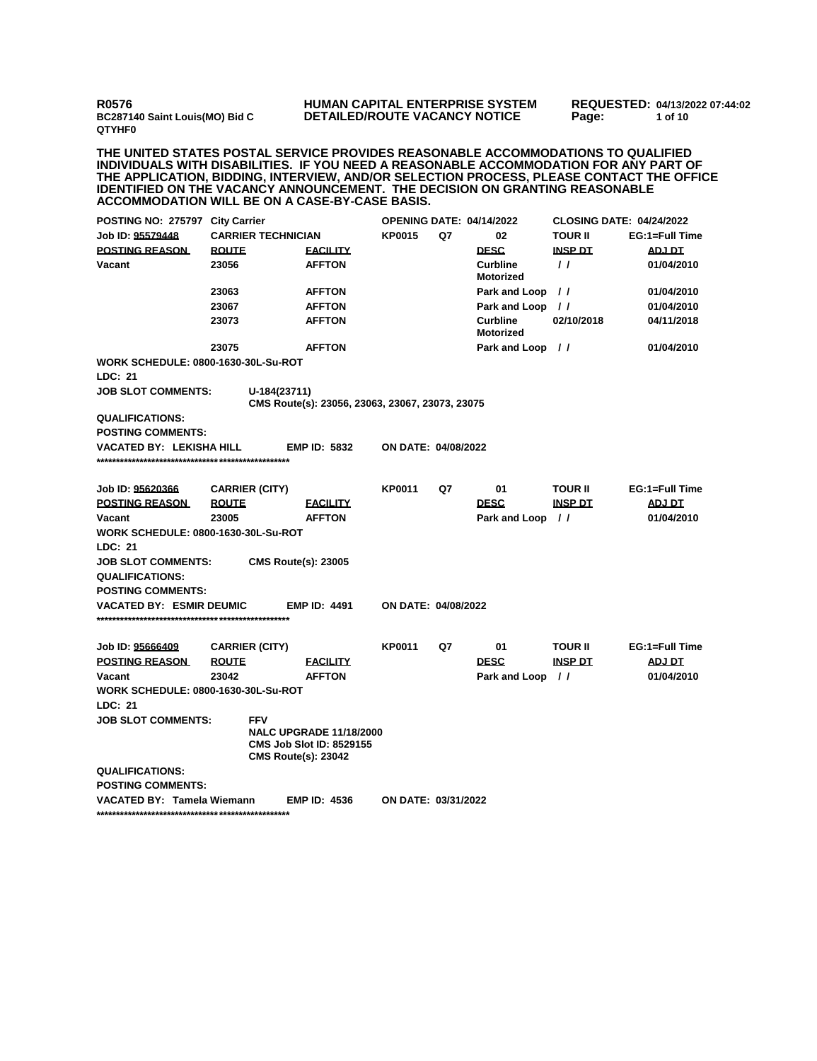**R0576**
**BC287140 Saint Louis(MO) Bid C**
**QTYHF0**

**HUMAN CAPITAL ENTERPRISE SYSTEM**
**DETAILED/ROUTE VACANCY NOTICE**

**REQUESTED: 04/13/2022 07:44:02**

**THE UNITED STATES POSTAL SERVICE PROVIDES REASONABLE ACCOMMODATIONS TO QUALIFIED INDIVIDUALS WITH DISABILITIES. IF YOU NEED A REASONABLE ACCOMMODATION FOR ANY PART OF THE APPLICATION, BIDDING, INTERVIEW, AND/OR SELECTION PROCESS, PLEASE CONTACT THE OFFICE IDENTIFIED ON THE VACANCY ANNOUNCEMENT. THE DECISION ON GRANTING REASONABLE ACCOMMODATION WILL BE ON A CASE-BY-CASE BASIS.**

**POSTING NO: 275797 City Carrier** | **OPENING DATE: 04/14/2022** | **CLOSING DATE: 04/24/2022**

| Job ID: 95579448 | CARRIER TECHNICIAN | | KP0015 | Q7 | 02 | TOUR II | EG:1=Full Time |
|---|---|---|---|---|---|---|---|
| **POSTING REASON** | **ROUTE** | **FACILITY** | | | **DESC** | **INSP DT** | **ADJ DT** |
| Vacant | 23056 | AFFTON | | | Curbline Motorized | / / | 01/04/2010 |
| | 23063 | AFFTON | | | Park and Loop | / / | 01/04/2010 |
| | 23067 | AFFTON | | | Park and Loop | / / | 01/04/2010 |
| | 23073 | AFFTON | | | Curbline Motorized | 02/10/2018 | 04/11/2018 |
| | 23075 | AFFTON | | | Park and Loop | / / | 01/04/2010 |

**WORK SCHEDULE: 0800-1630-30L-Su-ROT**
**LDC: 21**
**JOB SLOT COMMENTS:** U-184(23711)
CMS Route(s): 23056, 23063, 23067, 23073, 23075
**QUALIFICATIONS:**
**POSTING COMMENTS:**
**VACATED BY: LEKISHA HILL** **EMP ID: 5832** **ON DATE: 04/08/2022**
**\*\*\*\*\*\*\*\*\*\*\*\*\*\*\*\*\*\*\*\*\*\*\*\*\*\*\*\*\*\*\*\*\*\*\*\*\*\*\*\*\*\*\*\*\*\*\*\*\*\*\*\*\*\*\*\*\*\*\*\*\*\*\*\***

| Job ID: 95620366 | CARRIER (CITY) | | KP0011 | Q7 | 01 | TOUR II | EG:1=Full Time |
|---|---|---|---|---|---|---|---|
| **POSTING REASON** | **ROUTE** | **FACILITY** | | | **DESC** | **INSP DT** | **ADJ DT** |
| Vacant | 23005 | AFFTON | | | Park and Loop | / / | 01/04/2010 |

**WORK SCHEDULE: 0800-1630-30L-Su-ROT**
**LDC: 21**
**JOB SLOT COMMENTS:** CMS Route(s): 23005
**QUALIFICATIONS:**
**POSTING COMMENTS:**
**VACATED BY: ESMIR DEUMIC** **EMP ID: 4491** **ON DATE: 04/08/2022**
**\*\*\*\*\*\*\*\*\*\*\*\*\*\*\*\*\*\*\*\*\*\*\*\*\*\*\*\*\*\*\*\*\*\*\*\*\*\*\*\*\*\*\*\*\*\*\*\*\*\*\*\*\*\*\*\*\*\*\*\*\*\*\*\***

| Job ID: 95666409 | CARRIER (CITY) | | KP0011 | Q7 | 01 | TOUR II | EG:1=Full Time |
|---|---|---|---|---|---|---|---|
| **POSTING REASON** | **ROUTE** | **FACILITY** | | | **DESC** | **INSP DT** | **ADJ DT** |
| Vacant | 23042 | AFFTON | | | Park and Loop | / / | 01/04/2010 |

**WORK SCHEDULE: 0800-1630-30L-Su-ROT**
**LDC: 21**
**JOB SLOT COMMENTS:** FFV
NALC UPGRADE 11/18/2000
CMS Job Slot ID: 8529155
CMS Route(s): 23042
**QUALIFICATIONS:**
**POSTING COMMENTS:**
**VACATED BY: Tamela Wiemann** **EMP ID: 4536** **ON DATE: 03/31/2022**
**\*\*\*\*\*\*\*\*\*\*\*\*\*\*\*\*\*\*\*\*\*\*\*\*\*\*\*\*\*\*\*\*\*\*\*\*\*\*\*\*\*\*\*\*\*\*\*\*\*\*\*\*\*\*\*\*\*\*\*\*\*\*\*\***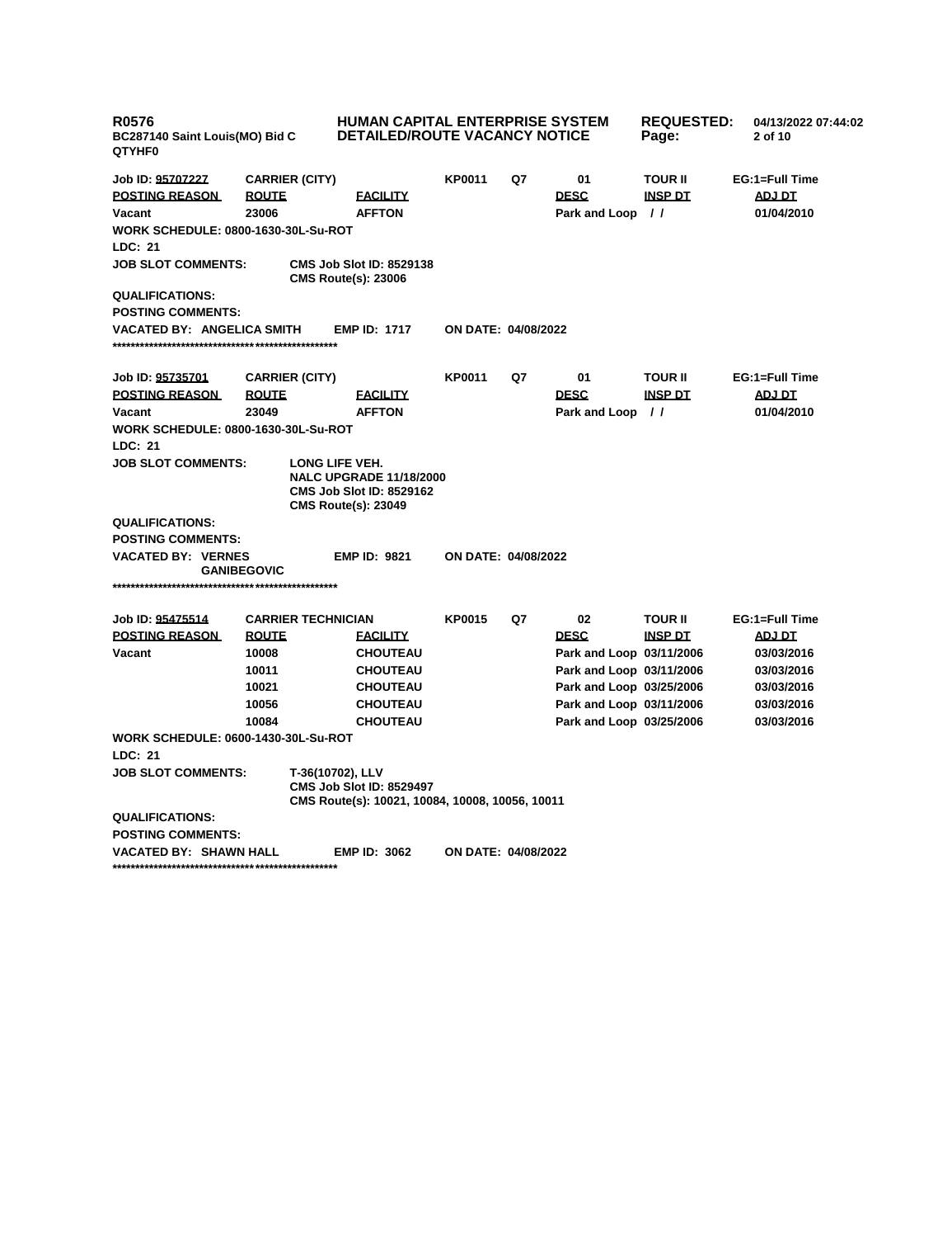**R0576**
**BC287140 Saint Louis(MO) Bid C QTYHF0**

**HUMAN CAPITAL ENTERPRISE SYSTEM**
**DETAILED/ROUTE VACANCY NOTICE**

**REQUESTED:** 04/13/2022 07:44:02

---

| Job ID: 95707227 | CARRIER (CITY) | | KP0011 | Q7 | 01 | TOUR II | EG:1=Full Time |
|---|---|---|---|---|---|---|---|
| **POSTING REASON** | **ROUTE** | **FACILITY** | | | **DESC** | **INSP DT** | **ADJ DT** |
| Vacant | 23006 | AFFTON | | | Park and Loop | / / | 01/04/2010 |

**WORK SCHEDULE:** 0800-1630-30L-Su-ROT

**LDC:** 21

**JOB SLOT COMMENTS:** CMS Job Slot ID: 8529138
CMS Route(s): 23006

**QUALIFICATIONS:**

**POSTING COMMENTS:**

**VACATED BY:** ANGELICA SMITH **EMP ID:** 1717 **ON DATE:** 04/08/2022

****************************************************

| Job ID: 95735701 | CARRIER (CITY) | | KP0011 | Q7 | 01 | TOUR II | EG:1=Full Time |
|---|---|---|---|---|---|---|---|
| **POSTING REASON** | **ROUTE** | **FACILITY** | | | **DESC** | **INSP DT** | **ADJ DT** |
| Vacant | 23049 | AFFTON | | | Park and Loop | / / | 01/04/2010 |

**WORK SCHEDULE:** 0800-1630-30L-Su-ROT

**LDC:** 21

**JOB SLOT COMMENTS:** LONG LIFE VEH.
NALC UPGRADE 11/18/2000
CMS Job Slot ID: 8529162
CMS Route(s): 23049

**QUALIFICATIONS:**

**POSTING COMMENTS:**

**VACATED BY:** VERNES GANIBEGOVIC **EMP ID:** 9821 **ON DATE:** 04/08/2022

****************************************************

| Job ID: 95475514 | CARRIER TECHNICIAN | | KP0015 | Q7 | 02 | TOUR II | EG:1=Full Time |
|---|---|---|---|---|---|---|---|
| **POSTING REASON** | **ROUTE** | **FACILITY** | | | **DESC** | **INSP DT** | **ADJ DT** |
| Vacant | 10008 | CHOUTEAU | | | Park and Loop | 03/11/2006 | 03/03/2016 |
| | 10011 | CHOUTEAU | | | Park and Loop | 03/11/2006 | 03/03/2016 |
| | 10021 | CHOUTEAU | | | Park and Loop | 03/25/2006 | 03/03/2016 |
| | 10056 | CHOUTEAU | | | Park and Loop | 03/11/2006 | 03/03/2016 |
| | 10084 | CHOUTEAU | | | Park and Loop | 03/25/2006 | 03/03/2016 |

**WORK SCHEDULE:** 0600-1430-30L-Su-ROT

**LDC:** 21

**JOB SLOT COMMENTS:** T-36(10702), LLV
CMS Job Slot ID: 8529497
CMS Route(s): 10021, 10084, 10008, 10056, 10011

**QUALIFICATIONS:**

**POSTING COMMENTS:**

**VACATED BY:** SHAWN HALL **EMP ID:** 3062 **ON DATE:** 04/08/2022

****************************************************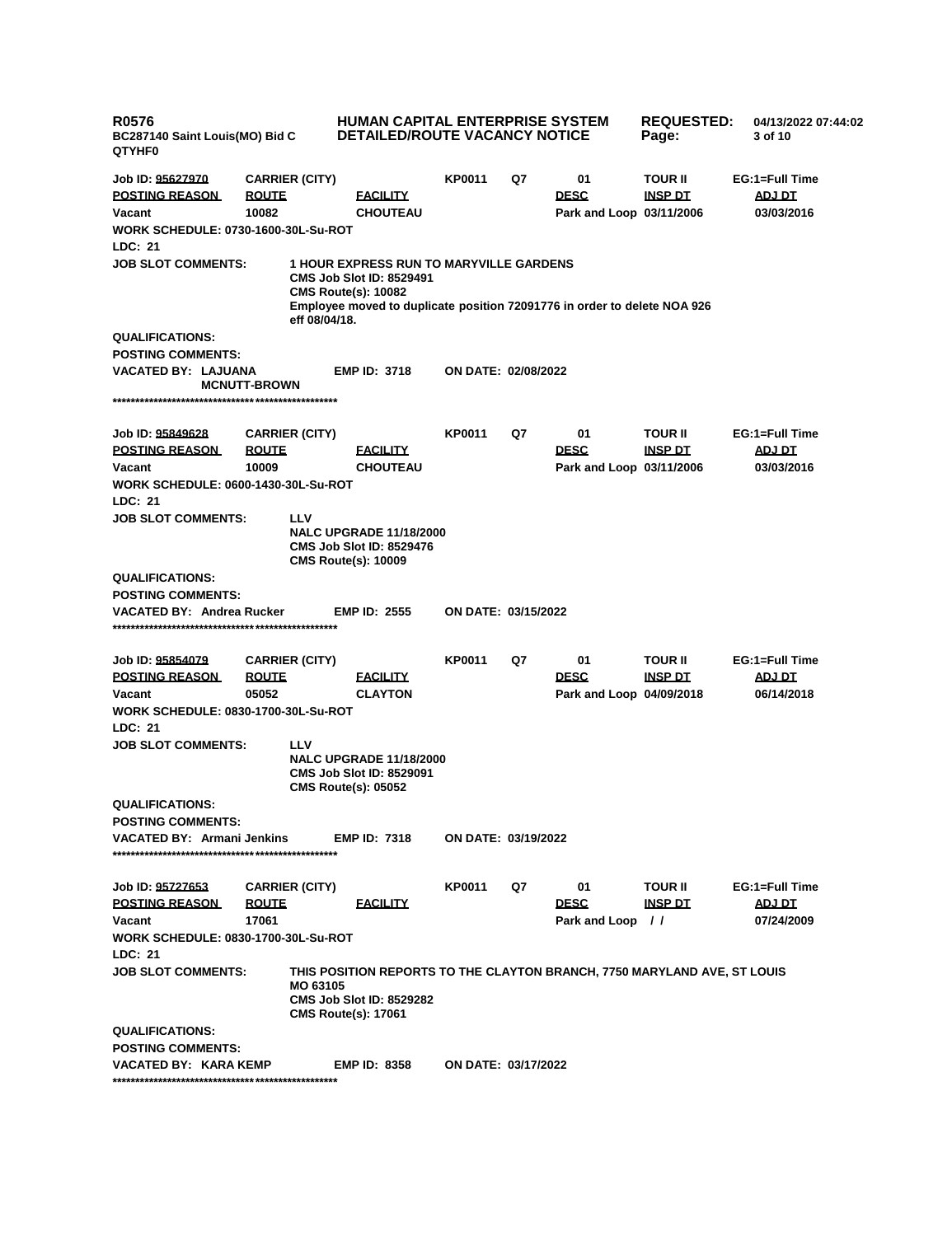**R0576** **HUMAN CAPITAL ENTERPRISE SYSTEM** **REQUESTED: 04/13/2022 07:44:02**
**BC287140 Saint Louis(MO) Bid C** **DETAILED/ROUTE VACANCY NOTICE**
**QTYHF0**

| Job ID: 95627970 | CARRIER (CITY) | | KP0011 | Q7 | 01 | TOUR II | EG:1=Full Time |
|---|---|---|---|---|---|---|---|
| POSTING REASON | ROUTE | FACILITY | | | DESC | INSP DT | ADJ DT |
| Vacant | 10082 | CHOUTEAU | | | Park and Loop | 03/11/2006 | 03/03/2016 |

**WORK SCHEDULE: 0730-1600-30L-Su-ROT**

**LDC: 21**

**JOB SLOT COMMENTS:** 1 HOUR EXPRESS RUN TO MARYVILLE GARDENS
CMS Job Slot ID: 8529491
CMS Route(s): 10082
Employee moved to duplicate position 72091776 in order to delete NOA 926 eff 08/04/18.

**QUALIFICATIONS:**

**POSTING COMMENTS:**

**VACATED BY:** LAJUANA MCNUTT-BROWN **EMP ID:** 3718 **ON DATE:** 02/08/2022

**************************************************

| Job ID: 95849628 | CARRIER (CITY) | | KP0011 | Q7 | 01 | TOUR II | EG:1=Full Time |
|---|---|---|---|---|---|---|---|
| POSTING REASON | ROUTE | FACILITY | | | DESC | INSP DT | ADJ DT |
| Vacant | 10009 | CHOUTEAU | | | Park and Loop | 03/11/2006 | 03/03/2016 |

**WORK SCHEDULE: 0600-1430-30L-Su-ROT**

**LDC: 21**

**JOB SLOT COMMENTS:** LLV
NALC UPGRADE 11/18/2000
CMS Job Slot ID: 8529476
CMS Route(s): 10009

**QUALIFICATIONS:**

**POSTING COMMENTS:**

**VACATED BY:** Andrea Rucker **EMP ID:** 2555 **ON DATE:** 03/15/2022

**************************************************

| Job ID: 95854079 | CARRIER (CITY) | | KP0011 | Q7 | 01 | TOUR II | EG:1=Full Time |
|---|---|---|---|---|---|---|---|
| POSTING REASON | ROUTE | FACILITY | | | DESC | INSP DT | ADJ DT |
| Vacant | 05052 | CLAYTON | | | Park and Loop | 04/09/2018 | 06/14/2018 |

**WORK SCHEDULE: 0830-1700-30L-Su-ROT**

**LDC: 21**

**JOB SLOT COMMENTS:** LLV
NALC UPGRADE 11/18/2000
CMS Job Slot ID: 8529091
CMS Route(s): 05052

**QUALIFICATIONS:**

**POSTING COMMENTS:**

**VACATED BY:** Armani Jenkins **EMP ID:** 7318 **ON DATE:** 03/19/2022

**************************************************

| Job ID: 95727653 | CARRIER (CITY) | | KP0011 | Q7 | 01 | TOUR II | EG:1=Full Time |
|---|---|---|---|---|---|---|---|
| POSTING REASON | ROUTE | FACILITY | | | DESC | INSP DT | ADJ DT |
| Vacant | 17061 | | | | Park and Loop | / / | 07/24/2009 |

**WORK SCHEDULE: 0830-1700-30L-Su-ROT**

**LDC: 21**

**JOB SLOT COMMENTS:** THIS POSITION REPORTS TO THE CLAYTON BRANCH, 7750 MARYLAND AVE, ST LOUIS MO 63105
CMS Job Slot ID: 8529282
CMS Route(s): 17061

**QUALIFICATIONS:**

**POSTING COMMENTS:**

**VACATED BY:** KARA KEMP **EMP ID:** 8358 **ON DATE:** 03/17/2022

**************************************************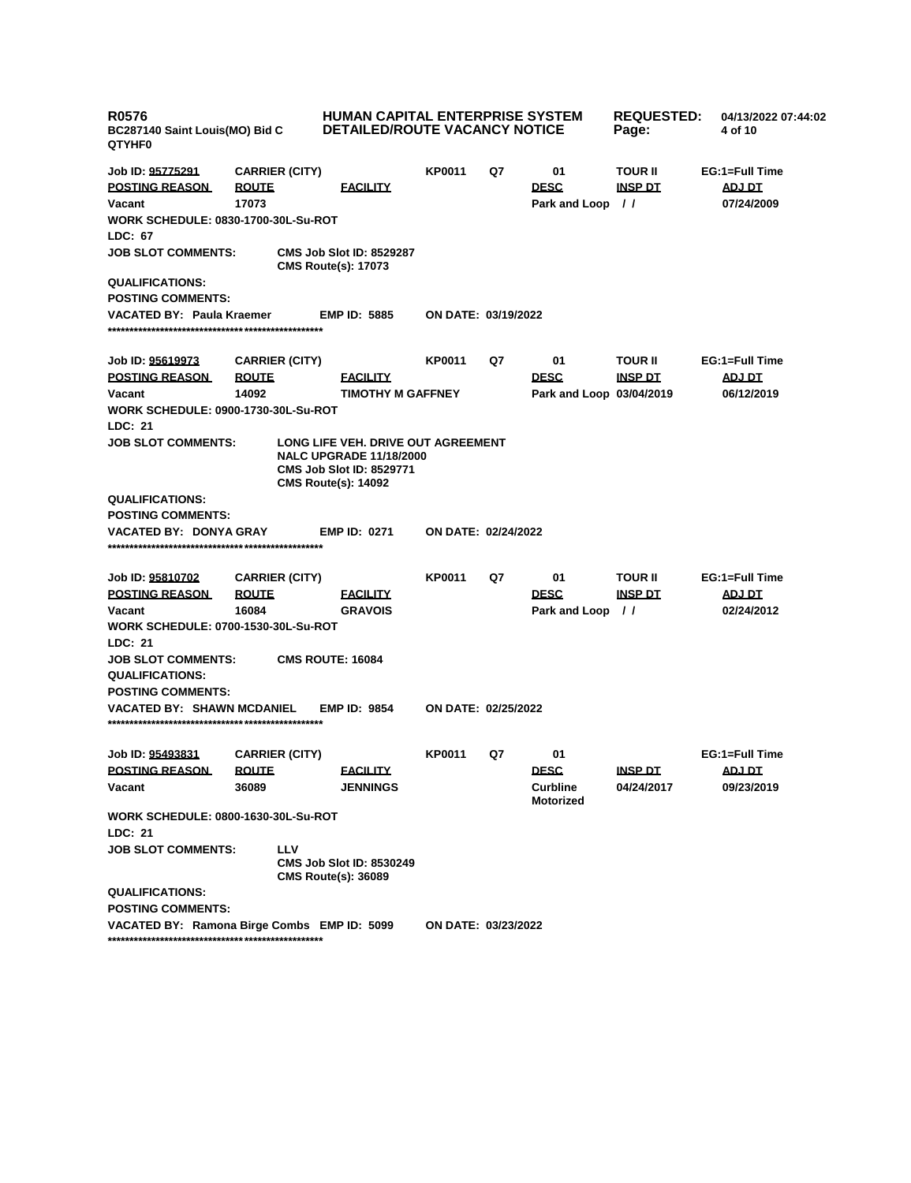**R0576** **HUMAN CAPITAL ENTERPRISE SYSTEM** **REQUESTED:** 04/13/2022 07:44:02
**BC287140 Saint Louis(MO) Bid C** **DETAILED/ROUTE VACANCY NOTICE**
**QTYHF0**

| Job ID: 95775291 | CARRIER (CITY) | | KP0011 | Q7 | 01 | TOUR II | EG:1=Full Time |
|---|---|---|---|---|---|---|---|
| **POSTING REASON** | **ROUTE** | **FACILITY** | | | **DESC** | **INSP DT** | **ADJ DT** |
| Vacant | 17073 | | | | Park and Loop | / / | 07/24/2009 |

**WORK SCHEDULE: 0830-1700-30L-Su-ROT**
**LDC: 67**
**JOB SLOT COMMENTS:** CMS Job Slot ID: 8529287
CMS Route(s): 17073
**QUALIFICATIONS:**
**POSTING COMMENTS:**
**VACATED BY:** Paula Kraemer **EMP ID:** 5885 **ON DATE:** 03/19/2022
****************************************************

| Job ID: 95619973 | CARRIER (CITY) | | KP0011 | Q7 | 01 | TOUR II | EG:1=Full Time |
|---|---|---|---|---|---|---|---|
| **POSTING REASON** | **ROUTE** | **FACILITY** | | | **DESC** | **INSP DT** | **ADJ DT** |
| Vacant | 14092 | TIMOTHY M GAFFNEY | | | Park and Loop | 03/04/2019 | 06/12/2019 |

**WORK SCHEDULE: 0900-1730-30L-Su-ROT**
**LDC: 21**
**JOB SLOT COMMENTS:** LONG LIFE VEH. DRIVE OUT AGREEMENT
NALC UPGRADE 11/18/2000
CMS Job Slot ID: 8529771
CMS Route(s): 14092
**QUALIFICATIONS:**
**POSTING COMMENTS:**
**VACATED BY:** DONYA GRAY **EMP ID:** 0271 **ON DATE:** 02/24/2022
****************************************************

| Job ID: 95810702 | CARRIER (CITY) | | KP0011 | Q7 | 01 | TOUR II | EG:1=Full Time |
|---|---|---|---|---|---|---|---|
| **POSTING REASON** | **ROUTE** | **FACILITY** | | | **DESC** | **INSP DT** | **ADJ DT** |
| Vacant | 16084 | GRAVOIS | | | Park and Loop | / / | 02/24/2012 |

**WORK SCHEDULE: 0700-1530-30L-Su-ROT**
**LDC: 21**
**JOB SLOT COMMENTS:** CMS ROUTE: 16084
**QUALIFICATIONS:**
**POSTING COMMENTS:**
**VACATED BY:** SHAWN MCDANIEL **EMP ID:** 9854 **ON DATE:** 02/25/2022
****************************************************

| Job ID: 95493831 | CARRIER (CITY) | | KP0011 | Q7 | 01 | | EG:1=Full Time |
|---|---|---|---|---|---|---|---|
| **POSTING REASON** | **ROUTE** | **FACILITY** | | | **DESC** | **INSP DT** | **ADJ DT** |
| Vacant | 36089 | JENNINGS | | | Curbline Motorized | 04/24/2017 | 09/23/2019 |

**WORK SCHEDULE: 0800-1630-30L-Su-ROT**
**LDC: 21**
**JOB SLOT COMMENTS:** LLV
CMS Job Slot ID: 8530249
CMS Route(s): 36089
**QUALIFICATIONS:**
**POSTING COMMENTS:**
**VACATED BY:** Ramona Birge Combs **EMP ID:** 5099 **ON DATE:** 03/23/2022
****************************************************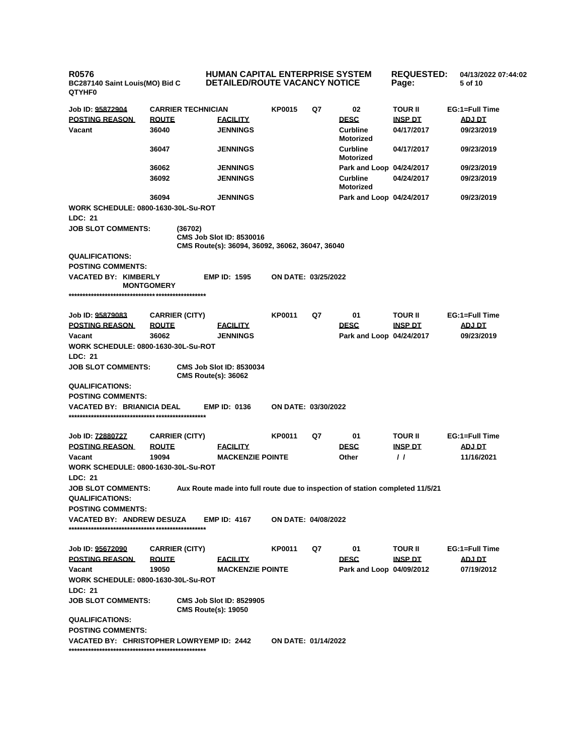**R0576** | **HUMAN CAPITAL ENTERPRISE SYSTEM** | **REQUESTED:** 04/13/2022 07:44:02
**BC287140 Saint Louis(MO) Bid C QTYHF0** | **DETAILED/ROUTE VACANCY NOTICE**

| Job ID: 95872904 | CARRIER TECHNICIAN | | KP0015 | Q7 | 02 | TOUR II | EG:1=Full Time |
|---|---|---|---|---|---|---|---|
| **POSTING REASON** | **ROUTE** | **FACILITY** | | | **DESC** | **INSP DT** | **ADJ DT** |
| Vacant | 36040 | JENNINGS | | | Curbline Motorized | 04/17/2017 | 09/23/2019 |
| | 36047 | JENNINGS | | | Curbline Motorized | 04/17/2017 | 09/23/2019 |
| | 36062 | JENNINGS | | | Park and Loop | 04/24/2017 | 09/23/2019 |
| | 36092 | JENNINGS | | | Curbline Motorized | 04/24/2017 | 09/23/2019 |
| | 36094 | JENNINGS | | | Park and Loop | 04/24/2017 | 09/23/2019 |

**WORK SCHEDULE:** 0800-1630-30L-Su-ROT
**LDC:** 21
**JOB SLOT COMMENTS:** (36702)
CMS Job Slot ID: 8530016
CMS Route(s): 36094, 36092, 36062, 36047, 36040
**QUALIFICATIONS:**
**POSTING COMMENTS:**
**VACATED BY:** KIMBERLY MONTGOMERY **EMP ID:** 1595 **ON DATE:** 03/25/2022

***************************************************

| Job ID: 95879083 | CARRIER (CITY) | | KP0011 | Q7 | 01 | TOUR II | EG:1=Full Time |
|---|---|---|---|---|---|---|---|
| **POSTING REASON** | **ROUTE** | **FACILITY** | | | **DESC** | **INSP DT** | **ADJ DT** |
| Vacant | 36062 | JENNINGS | | | Park and Loop | 04/24/2017 | 09/23/2019 |

**WORK SCHEDULE:** 0800-1630-30L-Su-ROT
**LDC:** 21
**JOB SLOT COMMENTS:** CMS Job Slot ID: 8530034
CMS Route(s): 36062
**QUALIFICATIONS:**
**POSTING COMMENTS:**
**VACATED BY:** BRIANICIA DEAL **EMP ID:** 0136 **ON DATE:** 03/30/2022

***************************************************

| Job ID: 72880727 | CARRIER (CITY) | | KP0011 | Q7 | 01 | TOUR II | EG:1=Full Time |
|---|---|---|---|---|---|---|---|
| **POSTING REASON** | **ROUTE** | **FACILITY** | | | **DESC** | **INSP DT** | **ADJ DT** |
| Vacant | 19094 | MACKENZIE POINTE | | | Other | / / | 11/16/2021 |

**WORK SCHEDULE:** 0800-1630-30L-Su-ROT
**LDC:** 21
**JOB SLOT COMMENTS:** Aux Route made into full route due to inspection of station completed 11/5/21
**QUALIFICATIONS:**
**POSTING COMMENTS:**
**VACATED BY:** ANDREW DESUZA **EMP ID:** 4167 **ON DATE:** 04/08/2022

***************************************************

| Job ID: 95672090 | CARRIER (CITY) | | KP0011 | Q7 | 01 | TOUR II | EG:1=Full Time |
|---|---|---|---|---|---|---|---|
| **POSTING REASON** | **ROUTE** | **FACILITY** | | | **DESC** | **INSP DT** | **ADJ DT** |
| Vacant | 19050 | MACKENZIE POINTE | | | Park and Loop | 04/09/2012 | 07/19/2012 |

**WORK SCHEDULE:** 0800-1630-30L-Su-ROT
**LDC:** 21
**JOB SLOT COMMENTS:** CMS Job Slot ID: 8529905
CMS Route(s): 19050
**QUALIFICATIONS:**
**POSTING COMMENTS:**
**VACATED BY:** CHRISTOPHER LOWRY **EMP ID:** 2442 **ON DATE:** 01/14/2022

***************************************************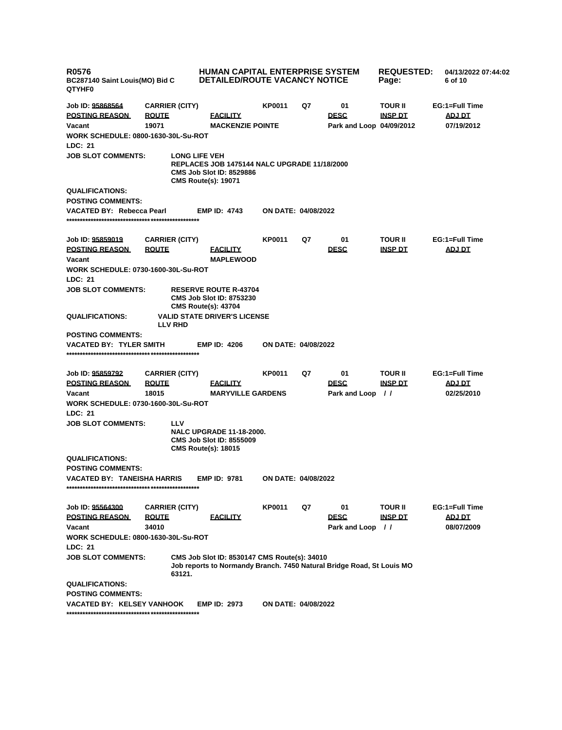**R0576** **HUMAN CAPITAL ENTERPRISE SYSTEM** **REQUESTED:** 04/13/2022 07:44:02
BC287140 Saint Louis(MO) Bid C **DETAILED/ROUTE VACANCY NOTICE**
QTYHF0

---

**Job ID:** 95868564 | **CARRIER (CITY)** | KP0011 | Q7 | 01 | TOUR II | EG:1=Full Time

| POSTING REASON | ROUTE | FACILITY | DESC | INSP DT | ADJ DT |
|---|---|---|---|---|---|
| Vacant | 19071 | MACKENZIE POINTE | Park and Loop | 04/09/2012 | 07/19/2012 |

**WORK SCHEDULE:** 0800-1630-30L-Su-ROT
**LDC:** 21
**JOB SLOT COMMENTS:**
LONG LIFE VEH
REPLACES JOB 1475144 NALC UPGRADE 11/18/2000
CMS Job Slot ID: 8529886
CMS Route(s): 19071
**QUALIFICATIONS:**
**POSTING COMMENTS:**
**VACATED BY:** Rebecca Pearl **EMP ID:** 4743 **ON DATE:** 04/08/2022

***************************************************************

**Job ID:** 95859019 | **CARRIER (CITY)** | KP0011 | Q7 | 01 | TOUR II | EG:1=Full Time

| POSTING REASON | ROUTE | FACILITY | DESC | INSP DT | ADJ DT |
|---|---|---|---|---|---|
| Vacant | | MAPLEWOOD | | | |

**WORK SCHEDULE:** 0730-1600-30L-Su-ROT
**LDC:** 21
**JOB SLOT COMMENTS:**
RESERVE ROUTE R-43704
CMS Job Slot ID: 8753230
CMS Route(s): 43704
**QUALIFICATIONS:**
VALID STATE DRIVER'S LICENSE
LLV RHD
**POSTING COMMENTS:**
**VACATED BY:** TYLER SMITH **EMP ID:** 4206 **ON DATE:** 04/08/2022

***************************************************************

**Job ID:** 95859792 | **CARRIER (CITY)** | KP0011 | Q7 | 01 | TOUR II | EG:1=Full Time

| POSTING REASON | ROUTE | FACILITY | DESC | INSP DT | ADJ DT |
|---|---|---|---|---|---|
| Vacant | 18015 | MARYVILLE GARDENS | Park and Loop | / / | 02/25/2010 |

**WORK SCHEDULE:** 0730-1600-30L-Su-ROT
**LDC:** 21
**JOB SLOT COMMENTS:**
LLV
NALC UPGRADE 11-18-2000.
CMS Job Slot ID: 8555009
CMS Route(s): 18015
**QUALIFICATIONS:**
**POSTING COMMENTS:**
**VACATED BY:** TANEISHA HARRIS **EMP ID:** 9781 **ON DATE:** 04/08/2022

***************************************************************

**Job ID:** 95564300 | **CARRIER (CITY)** | KP0011 | Q7 | 01 | TOUR II | EG:1=Full Time

| POSTING REASON | ROUTE | FACILITY | DESC | INSP DT | ADJ DT |
|---|---|---|---|---|---|
| Vacant | 34010 | | Park and Loop | / / | 08/07/2009 |

**WORK SCHEDULE:** 0800-1630-30L-Su-ROT
**LDC:** 21
**JOB SLOT COMMENTS:**
CMS Job Slot ID: 8530147 CMS Route(s): 34010
Job reports to Normandy Branch. 7450 Natural Bridge Road, St Louis MO 63121.
**QUALIFICATIONS:**
**POSTING COMMENTS:**
**VACATED BY:** KELSEY VANHOOK **EMP ID:** 2973 **ON DATE:** 04/08/2022

***************************************************************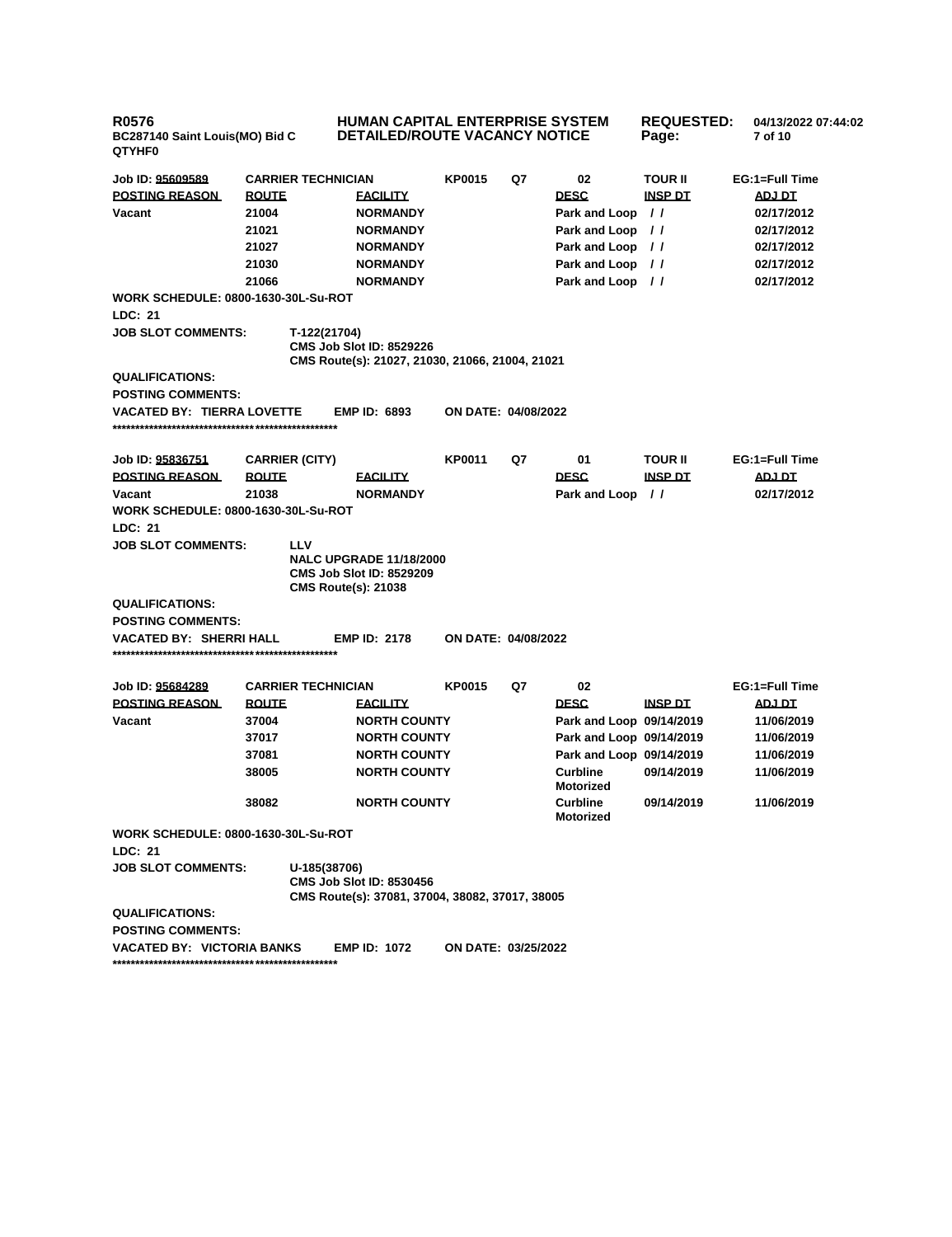**R0576** | **BC287140 Saint Louis(MO) Bid C QTYHF0**

**HUMAN CAPITAL ENTERPRISE SYSTEM**
**DETAILED/ROUTE VACANCY NOTICE**

**REQUESTED:** 04/13/2022 07:44:02

---

**Job ID: 95609589** | **CARRIER TECHNICIAN** | **KP0015** | **Q7** | **02** | **TOUR II** | **EG:1=Full Time**

| POSTING REASON | ROUTE | FACILITY | DESC | INSP DT | ADJ DT |
|---|---|---|---|---|---|
| Vacant | 21004 | NORMANDY | Park and Loop | / / | 02/17/2012 |
| | 21021 | NORMANDY | Park and Loop | / / | 02/17/2012 |
| | 21027 | NORMANDY | Park and Loop | / / | 02/17/2012 |
| | 21030 | NORMANDY | Park and Loop | / / | 02/17/2012 |
| | 21066 | NORMANDY | Park and Loop | / / | 02/17/2012 |

**WORK SCHEDULE: 0800-1630-30L-Su-ROT**

**LDC: 21**

**JOB SLOT COMMENTS:** T-122(21704)
CMS Job Slot ID: 8529226
CMS Route(s): 21027, 21030, 21066, 21004, 21021

**QUALIFICATIONS:**

**POSTING COMMENTS:**

**VACATED BY: TIERRA LOVETTE** **EMP ID: 6893** **ON DATE: 04/08/2022**

***************************************************

**Job ID: 95836751** | **CARRIER (CITY)** | **KP0011** | **Q7** | **01** | **TOUR II** | **EG:1=Full Time**

| POSTING REASON | ROUTE | FACILITY | DESC | INSP DT | ADJ DT |
|---|---|---|---|---|---|
| Vacant | 21038 | NORMANDY | Park and Loop | / / | 02/17/2012 |

**WORK SCHEDULE: 0800-1630-30L-Su-ROT**

**LDC: 21**

**JOB SLOT COMMENTS:** LLV
NALC UPGRADE 11/18/2000
CMS Job Slot ID: 8529209
CMS Route(s): 21038

**QUALIFICATIONS:**

**POSTING COMMENTS:**

**VACATED BY: SHERRI HALL** **EMP ID: 2178** **ON DATE: 04/08/2022**

***************************************************

**Job ID: 95684289** | **CARRIER TECHNICIAN** | **KP0015** | **Q7** | **02** | | **EG:1=Full Time**

| POSTING REASON | ROUTE | FACILITY | DESC | INSP DT | ADJ DT |
|---|---|---|---|---|---|
| Vacant | 37004 | NORTH COUNTY | Park and Loop | 09/14/2019 | 11/06/2019 |
| | 37017 | NORTH COUNTY | Park and Loop | 09/14/2019 | 11/06/2019 |
| | 37081 | NORTH COUNTY | Park and Loop | 09/14/2019 | 11/06/2019 |
| | 38005 | NORTH COUNTY | Curbline Motorized | 09/14/2019 | 11/06/2019 |
| | 38082 | NORTH COUNTY | Curbline Motorized | 09/14/2019 | 11/06/2019 |

**WORK SCHEDULE: 0800-1630-30L-Su-ROT**

**LDC: 21**

**JOB SLOT COMMENTS:** U-185(38706)
CMS Job Slot ID: 8530456
CMS Route(s): 37081, 37004, 38082, 37017, 38005

**QUALIFICATIONS:**

**POSTING COMMENTS:**

**VACATED BY: VICTORIA BANKS** **EMP ID: 1072** **ON DATE: 03/25/2022**

***************************************************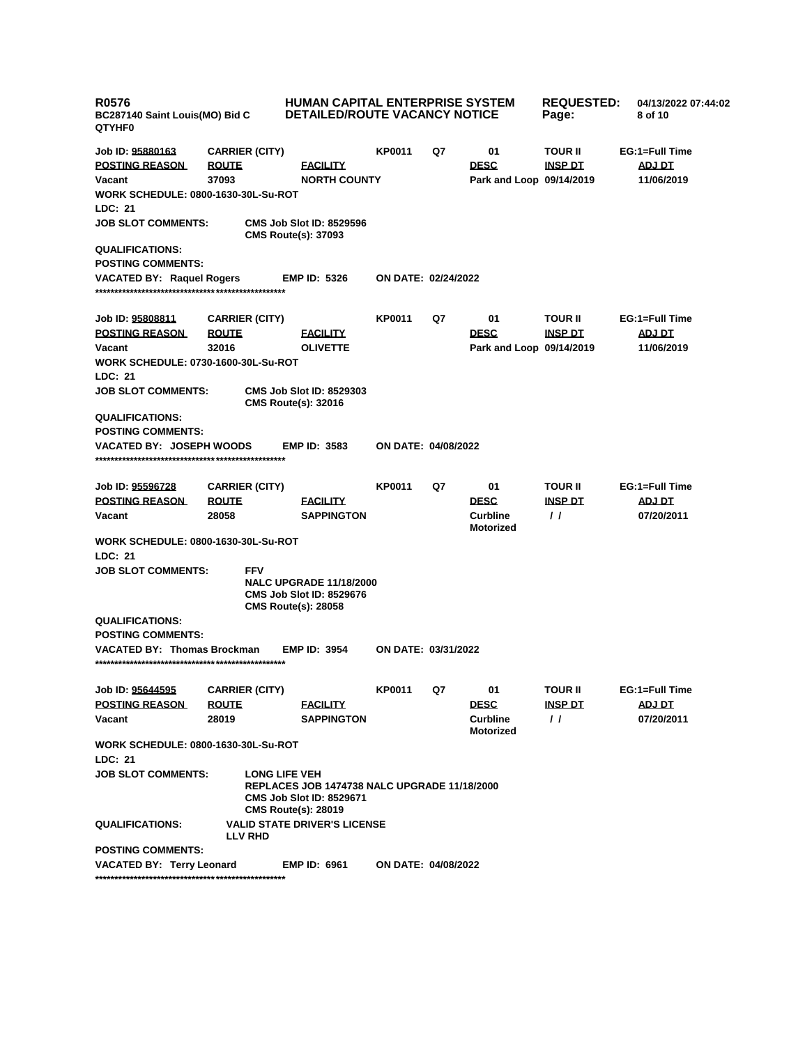**R0576**
**BC287140 Saint Louis(MO) Bid C**
**QTYHF0**

**HUMAN CAPITAL ENTERPRISE SYSTEM**
**DETAILED/ROUTE VACANCY NOTICE**

**REQUESTED:** 04/13/2022 07:44:02

| Job ID: 95880163 | CARRIER (CITY) | | KP0011 | Q7 | 01 | TOUR II | EG:1=Full Time |
|---|---|---|---|---|---|---|---|
| **POSTING REASON** | **ROUTE** | **FACILITY** | | | **DESC** | **INSP DT** | **ADJ DT** |
| Vacant | 37093 | NORTH COUNTY | | | Park and Loop | 09/14/2019 | 11/06/2019 |

**WORK SCHEDULE:** 0800-1630-30L-Su-ROT
**LDC:** 21
**JOB SLOT COMMENTS:** CMS Job Slot ID: 8529596
CMS Route(s): 37093
**QUALIFICATIONS:**
**POSTING COMMENTS:**
**VACATED BY:** Raquel Rogers **EMP ID:** 5326 **ON DATE:** 02/24/2022

*****************************************************

| Job ID: 95808811 | CARRIER (CITY) | | KP0011 | Q7 | 01 | TOUR II | EG:1=Full Time |
|---|---|---|---|---|---|---|---|
| **POSTING REASON** | **ROUTE** | **FACILITY** | | | **DESC** | **INSP DT** | **ADJ DT** |
| Vacant | 32016 | OLIVETTE | | | Park and Loop | 09/14/2019 | 11/06/2019 |

**WORK SCHEDULE:** 0730-1600-30L-Su-ROT
**LDC:** 21
**JOB SLOT COMMENTS:** CMS Job Slot ID: 8529303
CMS Route(s): 32016
**QUALIFICATIONS:**
**POSTING COMMENTS:**
**VACATED BY:** JOSEPH WOODS **EMP ID:** 3583 **ON DATE:** 04/08/2022

*****************************************************

| Job ID: 95596728 | CARRIER (CITY) | | KP0011 | Q7 | 01 | TOUR II | EG:1=Full Time |
|---|---|---|---|---|---|---|---|
| **POSTING REASON** | **ROUTE** | **FACILITY** | | | **DESC** | **INSP DT** | **ADJ DT** |
| Vacant | 28058 | SAPPINGTON | | | Curbline Motorized | / / | 07/20/2011 |

**WORK SCHEDULE:** 0800-1630-30L-Su-ROT
**LDC:** 21
**JOB SLOT COMMENTS:** FFV
NALC UPGRADE 11/18/2000
CMS Job Slot ID: 8529676
CMS Route(s): 28058
**QUALIFICATIONS:**
**POSTING COMMENTS:**
**VACATED BY:** Thomas Brockman **EMP ID:** 3954 **ON DATE:** 03/31/2022

*****************************************************

| Job ID: 95644595 | CARRIER (CITY) | | KP0011 | Q7 | 01 | TOUR II | EG:1=Full Time |
|---|---|---|---|---|---|---|---|
| **POSTING REASON** | **ROUTE** | **FACILITY** | | | **DESC** | **INSP DT** | **ADJ DT** |
| Vacant | 28019 | SAPPINGTON | | | Curbline Motorized | / / | 07/20/2011 |

**WORK SCHEDULE:** 0800-1630-30L-Su-ROT
**LDC:** 21
**JOB SLOT COMMENTS:** LONG LIFE VEH
REPLACES JOB 1474738 NALC UPGRADE 11/18/2000
CMS Job Slot ID: 8529671
CMS Route(s): 28019
**QUALIFICATIONS:** VALID STATE DRIVER'S LICENSE
LLV RHD
**POSTING COMMENTS:**
**VACATED BY:** Terry Leonard **EMP ID:** 6961 **ON DATE:** 04/08/2022

*****************************************************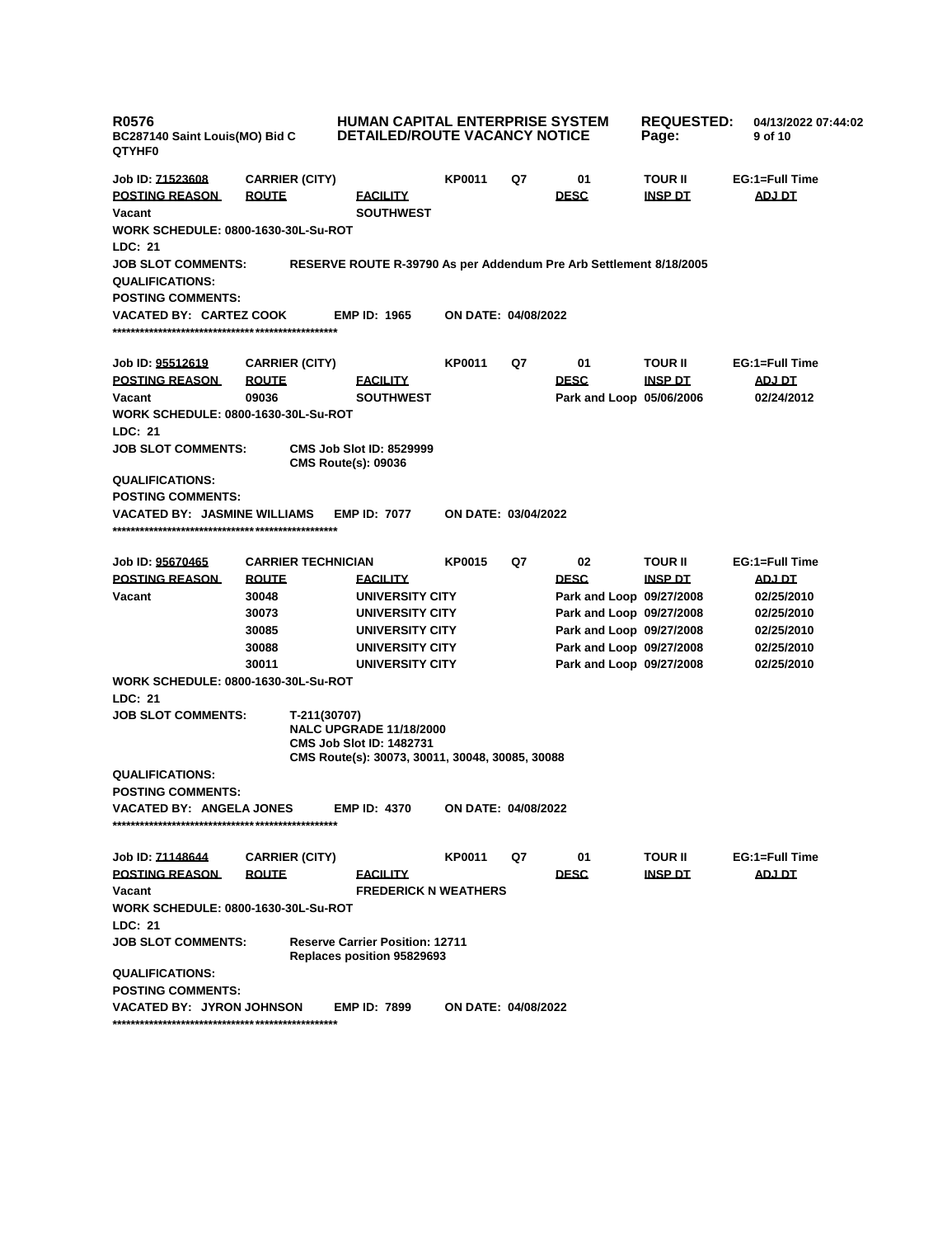**R0576** | **HUMAN CAPITAL ENTERPRISE SYSTEM** | **REQUESTED:** 04/13/2022 07:44:02
BC287140 Saint Louis(MO) Bid C | **DETAILED/ROUTE VACANCY NOTICE**
QTYHF0

| Job ID: 71523608 | CARRIER (CITY) | | KP0011 | Q7 | 01 | TOUR II | EG:1=Full Time |
|---|---|---|---|---|---|---|---|
| **POSTING REASON** | **ROUTE** | **FACILITY** | | | **DESC** | **INSP DT** | **ADJ DT** |
| Vacant | | SOUTHWEST | | | | | |

**WORK SCHEDULE:** 0800-1630-30L-Su-ROT
**LDC:** 21
**JOB SLOT COMMENTS:** RESERVE ROUTE R-39790 As per Addendum Pre Arb Settlement 8/18/2005
**QUALIFICATIONS:**
**POSTING COMMENTS:**
**VACATED BY:** CARTEZ COOK **EMP ID:** 1965 **ON DATE:** 04/08/2022

****************************************************

| Job ID: 95512619 | CARRIER (CITY) | | KP0011 | Q7 | 01 | TOUR II | EG:1=Full Time |
|---|---|---|---|---|---|---|---|
| **POSTING REASON** | **ROUTE** | **FACILITY** | | | **DESC** | **INSP DT** | **ADJ DT** |
| Vacant | 09036 | SOUTHWEST | | | Park and Loop | 05/06/2006 | 02/24/2012 |

**WORK SCHEDULE:** 0800-1630-30L-Su-ROT
**LDC:** 21
**JOB SLOT COMMENTS:** CMS Job Slot ID: 8529999
CMS Route(s): 09036
**QUALIFICATIONS:**
**POSTING COMMENTS:**
**VACATED BY:** JASMINE WILLIAMS **EMP ID:** 7077 **ON DATE:** 03/04/2022

****************************************************

| Job ID: 95670465 | CARRIER TECHNICIAN | | KP0015 | Q7 | 02 | TOUR II | EG:1=Full Time |
|---|---|---|---|---|---|---|---|
| **POSTING REASON** | **ROUTE** | **FACILITY** | | | **DESC** | **INSP DT** | **ADJ DT** |
| Vacant | 30048 | UNIVERSITY CITY | | | Park and Loop | 09/27/2008 | 02/25/2010 |
| | 30073 | UNIVERSITY CITY | | | Park and Loop | 09/27/2008 | 02/25/2010 |
| | 30085 | UNIVERSITY CITY | | | Park and Loop | 09/27/2008 | 02/25/2010 |
| | 30088 | UNIVERSITY CITY | | | Park and Loop | 09/27/2008 | 02/25/2010 |
| | 30011 | UNIVERSITY CITY | | | Park and Loop | 09/27/2008 | 02/25/2010 |

**WORK SCHEDULE:** 0800-1630-30L-Su-ROT
**LDC:** 21
**JOB SLOT COMMENTS:** T-211(30707)
NALC UPGRADE 11/18/2000
CMS Job Slot ID: 1482731
CMS Route(s): 30073, 30011, 30048, 30085, 30088
**QUALIFICATIONS:**
**POSTING COMMENTS:**
**VACATED BY:** ANGELA JONES **EMP ID:** 4370 **ON DATE:** 04/08/2022

****************************************************

| Job ID: 71148644 | CARRIER (CITY) | | KP0011 | Q7 | 01 | TOUR II | EG:1=Full Time |
|---|---|---|---|---|---|---|---|
| **POSTING REASON** | **ROUTE** | **FACILITY** | | | **DESC** | **INSP DT** | **ADJ DT** |
| Vacant | | FREDERICK N WEATHERS | | | | | |

**WORK SCHEDULE:** 0800-1630-30L-Su-ROT
**LDC:** 21
**JOB SLOT COMMENTS:** Reserve Carrier Position: 12711
Replaces position 95829693
**QUALIFICATIONS:**
**POSTING COMMENTS:**
**VACATED BY:** JYRON JOHNSON **EMP ID:** 7899 **ON DATE:** 04/08/2022

****************************************************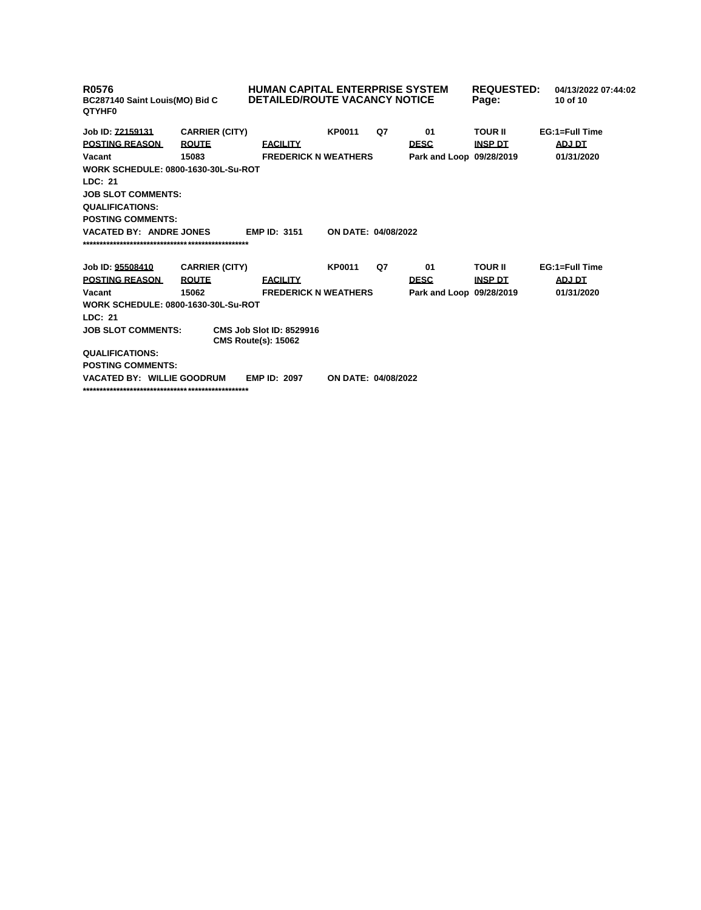**R0576** **HUMAN CAPITAL ENTERPRISE SYSTEM** **REQUESTED:** 04/13/2022 07:44:02
**BC287140 Saint Louis(MO) Bid C** **DETAILED/ROUTE VACANCY NOTICE**
**QTYHF0**

| Job ID: 72159131 | CARRIER (CITY) | | KP0011 | Q7 | 01 | TOUR II | EG:1=Full Time |
|---|---|---|---|---|---|---|---|
| **POSTING REASON** | **ROUTE** | **FACILITY** | | | **DESC** | **INSP DT** | **ADJ DT** |
| Vacant | 15083 | FREDERICK N WEATHERS | | | Park and Loop | 09/28/2019 | 01/31/2020 |

**WORK SCHEDULE: 0800-1630-30L-Su-ROT**
**LDC: 21**
**JOB SLOT COMMENTS:**
**QUALIFICATIONS:**
**POSTING COMMENTS:**
**VACATED BY: ANDRE JONES** **EMP ID: 3151** **ON DATE: 04/08/2022**

**************************************************

| Job ID: 95508410 | CARRIER (CITY) | | KP0011 | Q7 | 01 | TOUR II | EG:1=Full Time |
|---|---|---|---|---|---|---|---|
| **POSTING REASON** | **ROUTE** | **FACILITY** | | | **DESC** | **INSP DT** | **ADJ DT** |
| Vacant | 15062 | FREDERICK N WEATHERS | | | Park and Loop | 09/28/2019 | 01/31/2020 |

**WORK SCHEDULE: 0800-1630-30L-Su-ROT**
**LDC: 21**
**JOB SLOT COMMENTS:** CMS Job Slot ID: 8529916
CMS Route(s): 15062
**QUALIFICATIONS:**
**POSTING COMMENTS:**
**VACATED BY: WILLIE GOODRUM** **EMP ID: 2097** **ON DATE: 04/08/2022**

**************************************************